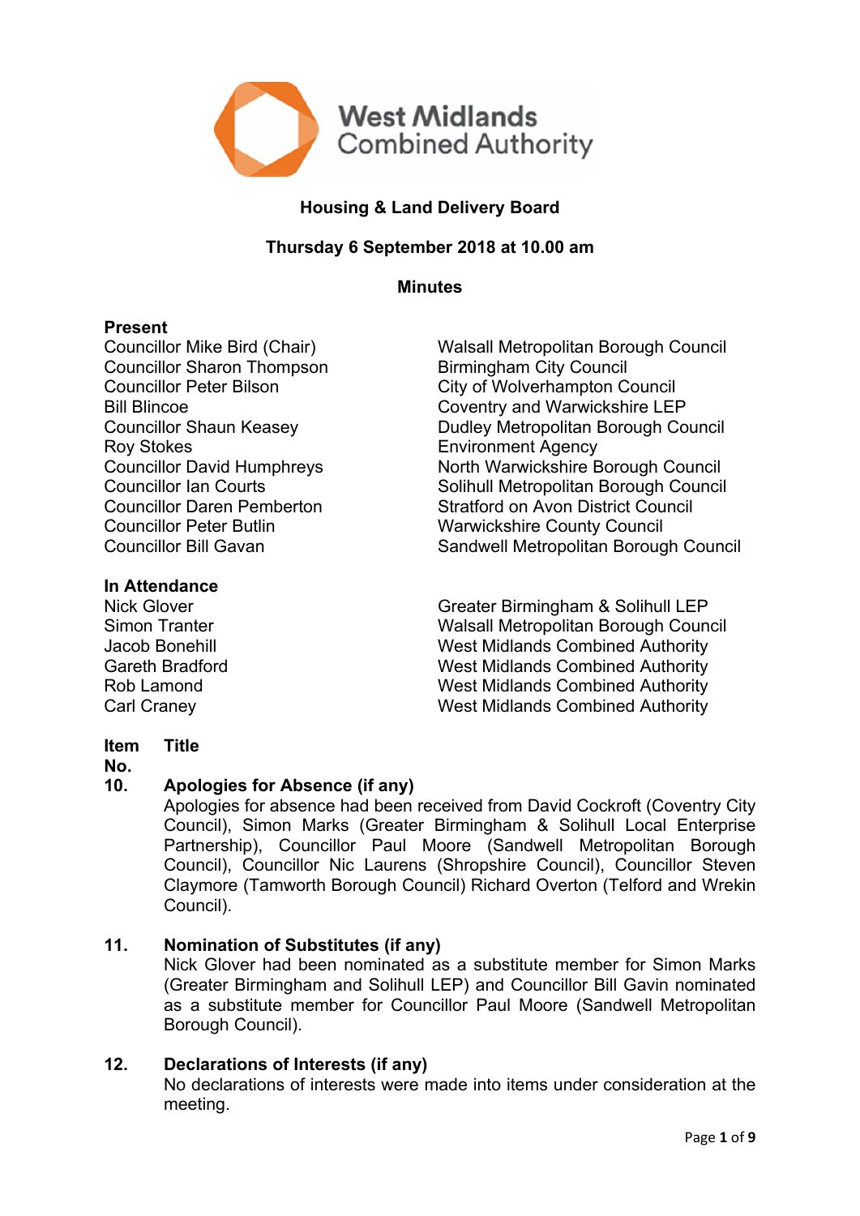West Midlands Combined Authority

# Housing & Land Delivery Board

## Thursday 6 September 2018 at 10.00 am

## Minutes

**Present**

| | |
|---|---|
| Councillor Mike Bird (Chair) | Walsall Metropolitan Borough Council |
| Councillor Sharon Thompson | Birmingham City Council |
| Councillor Peter Bilson | City of Wolverhampton Council |
| Bill Blincoe | Coventry and Warwickshire LEP |
| Councillor Shaun Keasey | Dudley Metropolitan Borough Council |
| Roy Stokes | Environment Agency |
| Councillor David Humphreys | North Warwickshire Borough Council |
| Councillor Ian Courts | Solihull Metropolitan Borough Council |
| Councillor Daren Pemberton | Stratford on Avon District Council |
| Councillor Peter Butlin | Warwickshire County Council |
| Councillor Bill Gavan | Sandwell Metropolitan Borough Council |

**In Attendance**

| | |
|---|---|
| Nick Glover | Greater Birmingham & Solihull LEP |
| Simon Tranter | Walsall Metropolitan Borough Council |
| Jacob Bonehill | West Midlands Combined Authority |
| Gareth Bradford | West Midlands Combined Authority |
| Rob Lamond | West Midlands Combined Authority |
| Carl Craney | West Midlands Combined Authority |

**Item No. Title**

**10. Apologies for Absence (if any)**

Apologies for absence had been received from David Cockroft (Coventry City Council), Simon Marks (Greater Birmingham & Solihull Local Enterprise Partnership), Councillor Paul Moore (Sandwell Metropolitan Borough Council), Councillor Nic Laurens (Shropshire Council), Councillor Steven Claymore (Tamworth Borough Council) Richard Overton (Telford and Wrekin Council).

**11. Nomination of Substitutes (if any)**

Nick Glover had been nominated as a substitute member for Simon Marks (Greater Birmingham and Solihull LEP) and Councillor Bill Gavin nominated as a substitute member for Councillor Paul Moore (Sandwell Metropolitan Borough Council).

**12. Declarations of Interests (if any)**

No declarations of interests were made into items under consideration at the meeting.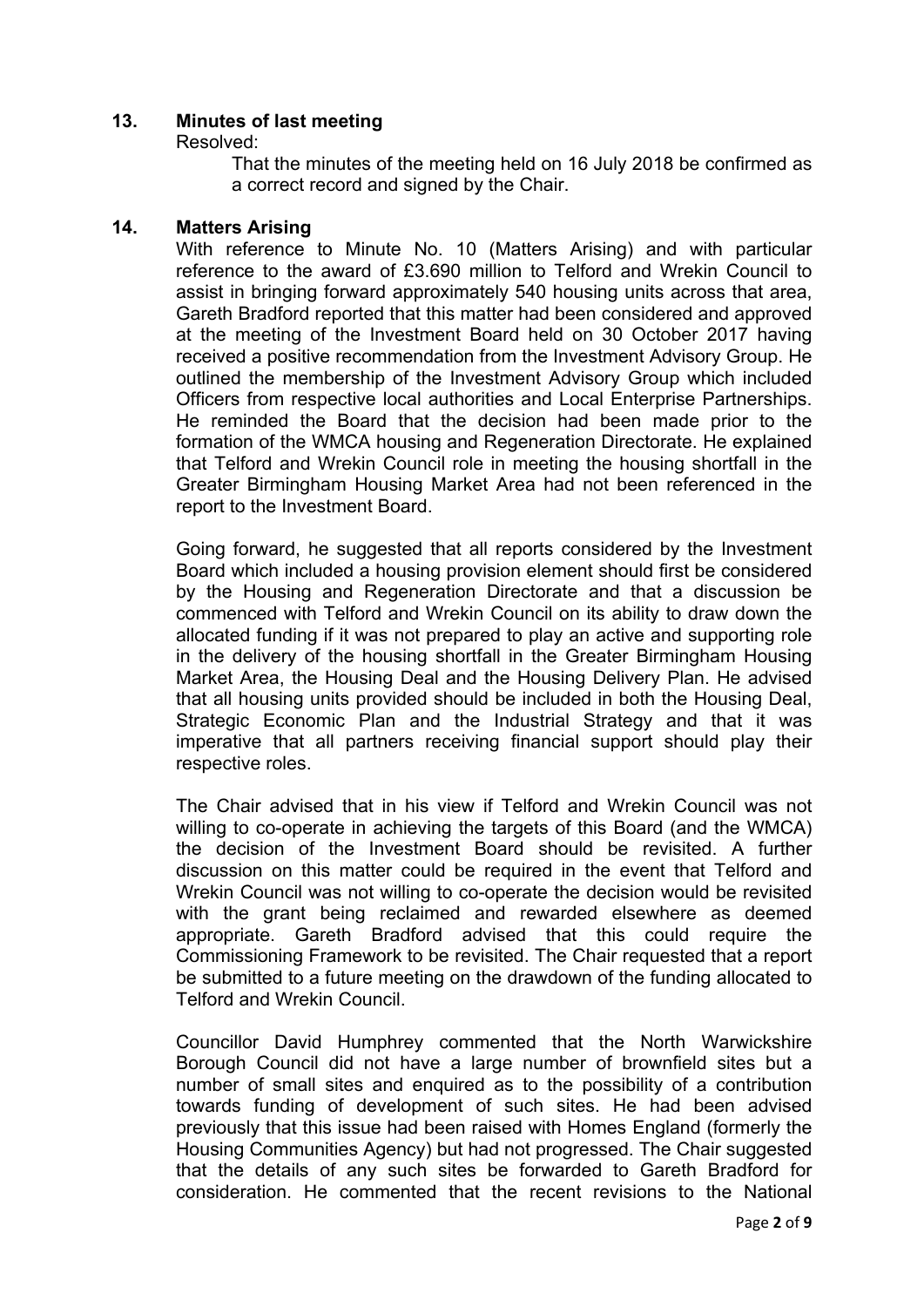## 13. Minutes of last meeting

Resolved:

> That the minutes of the meeting held on 16 July 2018 be confirmed as a correct record and signed by the Chair.

## 14. Matters Arising

With reference to Minute No. 10 (Matters Arising) and with particular reference to the award of £3.690 million to Telford and Wrekin Council to assist in bringing forward approximately 540 housing units across that area, Gareth Bradford reported that this matter had been considered and approved at the meeting of the Investment Board held on 30 October 2017 having received a positive recommendation from the Investment Advisory Group. He outlined the membership of the Investment Advisory Group which included Officers from respective local authorities and Local Enterprise Partnerships. He reminded the Board that the decision had been made prior to the formation of the WMCA housing and Regeneration Directorate. He explained that Telford and Wrekin Council role in meeting the housing shortfall in the Greater Birmingham Housing Market Area had not been referenced in the report to the Investment Board.

Going forward, he suggested that all reports considered by the Investment Board which included a housing provision element should first be considered by the Housing and Regeneration Directorate and that a discussion be commenced with Telford and Wrekin Council on its ability to draw down the allocated funding if it was not prepared to play an active and supporting role in the delivery of the housing shortfall in the Greater Birmingham Housing Market Area, the Housing Deal and the Housing Delivery Plan. He advised that all housing units provided should be included in both the Housing Deal, Strategic Economic Plan and the Industrial Strategy and that it was imperative that all partners receiving financial support should play their respective roles.

The Chair advised that in his view if Telford and Wrekin Council was not willing to co-operate in achieving the targets of this Board (and the WMCA) the decision of the Investment Board should be revisited. A further discussion on this matter could be required in the event that Telford and Wrekin Council was not willing to co-operate the decision would be revisited with the grant being reclaimed and rewarded elsewhere as deemed appropriate. Gareth Bradford advised that this could require the Commissioning Framework to be revisited. The Chair requested that a report be submitted to a future meeting on the drawdown of the funding allocated to Telford and Wrekin Council.

Councillor David Humphrey commented that the North Warwickshire Borough Council did not have a large number of brownfield sites but a number of small sites and enquired as to the possibility of a contribution towards funding of development of such sites. He had been advised previously that this issue had been raised with Homes England (formerly the Housing Communities Agency) but had not progressed. The Chair suggested that the details of any such sites be forwarded to Gareth Bradford for consideration. He commented that the recent revisions to the National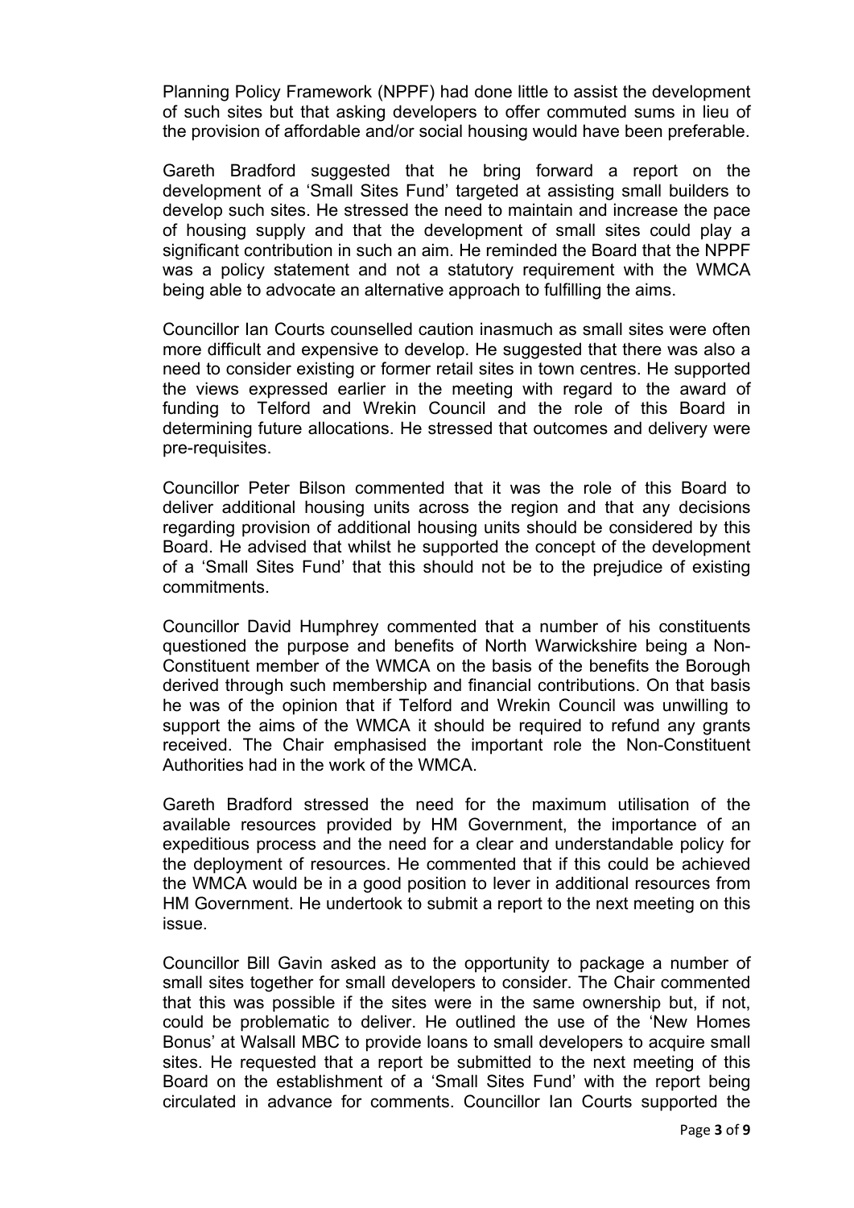Planning Policy Framework (NPPF) had done little to assist the development of such sites but that asking developers to offer commuted sums in lieu of the provision of affordable and/or social housing would have been preferable.

Gareth Bradford suggested that he bring forward a report on the development of a 'Small Sites Fund' targeted at assisting small builders to develop such sites. He stressed the need to maintain and increase the pace of housing supply and that the development of small sites could play a significant contribution in such an aim. He reminded the Board that the NPPF was a policy statement and not a statutory requirement with the WMCA being able to advocate an alternative approach to fulfilling the aims.

Councillor Ian Courts counselled caution inasmuch as small sites were often more difficult and expensive to develop. He suggested that there was also a need to consider existing or former retail sites in town centres. He supported the views expressed earlier in the meeting with regard to the award of funding to Telford and Wrekin Council and the role of this Board in determining future allocations. He stressed that outcomes and delivery were pre-requisites.

Councillor Peter Bilson commented that it was the role of this Board to deliver additional housing units across the region and that any decisions regarding provision of additional housing units should be considered by this Board. He advised that whilst he supported the concept of the development of a 'Small Sites Fund' that this should not be to the prejudice of existing commitments.

Councillor David Humphrey commented that a number of his constituents questioned the purpose and benefits of North Warwickshire being a Non-Constituent member of the WMCA on the basis of the benefits the Borough derived through such membership and financial contributions. On that basis he was of the opinion that if Telford and Wrekin Council was unwilling to support the aims of the WMCA it should be required to refund any grants received. The Chair emphasised the important role the Non-Constituent Authorities had in the work of the WMCA.

Gareth Bradford stressed the need for the maximum utilisation of the available resources provided by HM Government, the importance of an expeditious process and the need for a clear and understandable policy for the deployment of resources. He commented that if this could be achieved the WMCA would be in a good position to lever in additional resources from HM Government. He undertook to submit a report to the next meeting on this issue.

Councillor Bill Gavin asked as to the opportunity to package a number of small sites together for small developers to consider. The Chair commented that this was possible if the sites were in the same ownership but, if not, could be problematic to deliver. He outlined the use of the 'New Homes Bonus' at Walsall MBC to provide loans to small developers to acquire small sites. He requested that a report be submitted to the next meeting of this Board on the establishment of a 'Small Sites Fund' with the report being circulated in advance for comments. Councillor Ian Courts supported the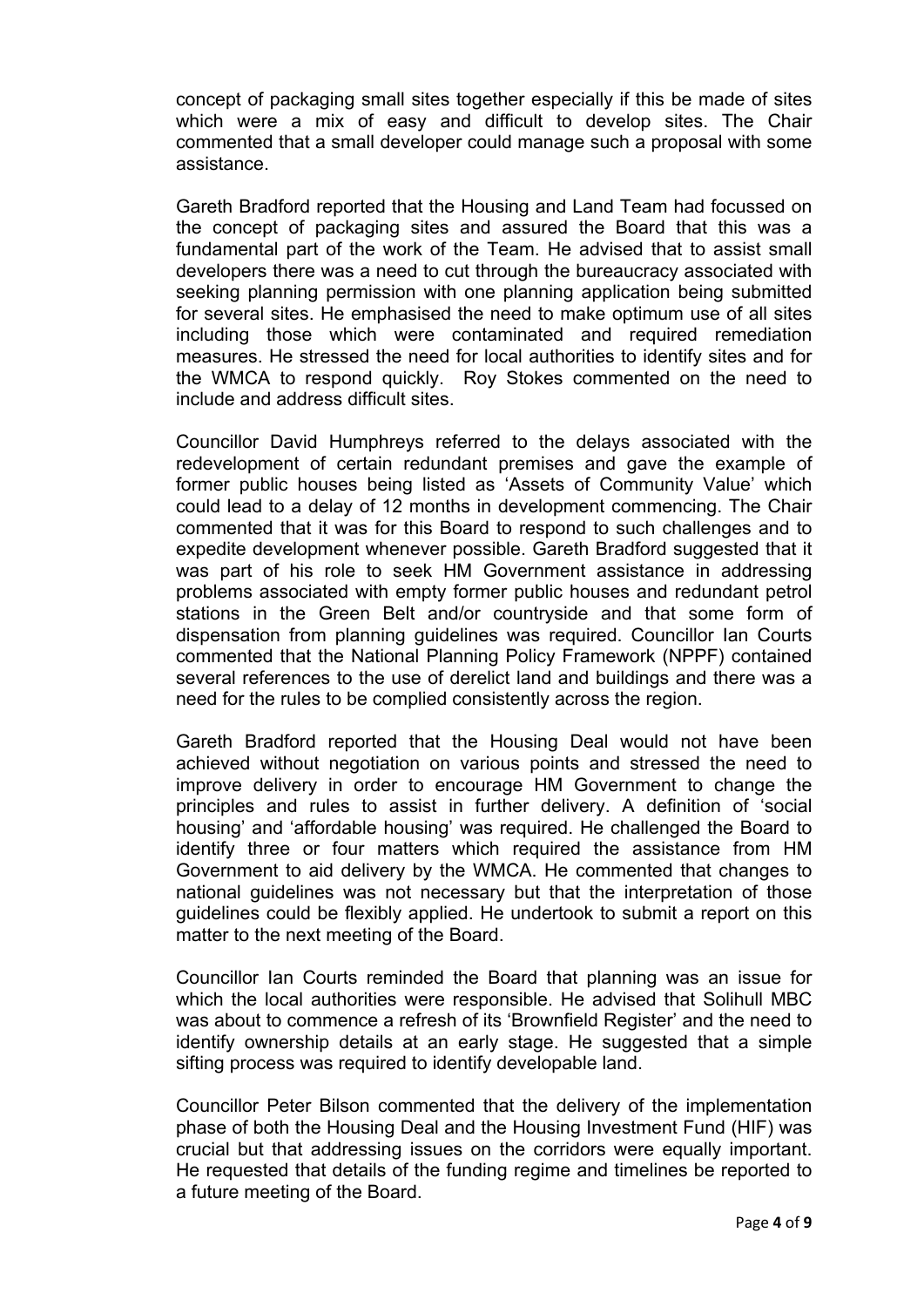concept of packaging small sites together especially if this be made of sites which were a mix of easy and difficult to develop sites. The Chair commented that a small developer could manage such a proposal with some assistance.

Gareth Bradford reported that the Housing and Land Team had focussed on the concept of packaging sites and assured the Board that this was a fundamental part of the work of the Team. He advised that to assist small developers there was a need to cut through the bureaucracy associated with seeking planning permission with one planning application being submitted for several sites. He emphasised the need to make optimum use of all sites including those which were contaminated and required remediation measures. He stressed the need for local authorities to identify sites and for the WMCA to respond quickly. Roy Stokes commented on the need to include and address difficult sites.

Councillor David Humphreys referred to the delays associated with the redevelopment of certain redundant premises and gave the example of former public houses being listed as 'Assets of Community Value' which could lead to a delay of 12 months in development commencing. The Chair commented that it was for this Board to respond to such challenges and to expedite development whenever possible. Gareth Bradford suggested that it was part of his role to seek HM Government assistance in addressing problems associated with empty former public houses and redundant petrol stations in the Green Belt and/or countryside and that some form of dispensation from planning guidelines was required. Councillor Ian Courts commented that the National Planning Policy Framework (NPPF) contained several references to the use of derelict land and buildings and there was a need for the rules to be complied consistently across the region.

Gareth Bradford reported that the Housing Deal would not have been achieved without negotiation on various points and stressed the need to improve delivery in order to encourage HM Government to change the principles and rules to assist in further delivery. A definition of 'social housing' and 'affordable housing' was required. He challenged the Board to identify three or four matters which required the assistance from HM Government to aid delivery by the WMCA. He commented that changes to national guidelines was not necessary but that the interpretation of those guidelines could be flexibly applied. He undertook to submit a report on this matter to the next meeting of the Board.

Councillor Ian Courts reminded the Board that planning was an issue for which the local authorities were responsible. He advised that Solihull MBC was about to commence a refresh of its 'Brownfield Register' and the need to identify ownership details at an early stage. He suggested that a simple sifting process was required to identify developable land.

Councillor Peter Bilson commented that the delivery of the implementation phase of both the Housing Deal and the Housing Investment Fund (HIF) was crucial but that addressing issues on the corridors were equally important. He requested that details of the funding regime and timelines be reported to a future meeting of the Board.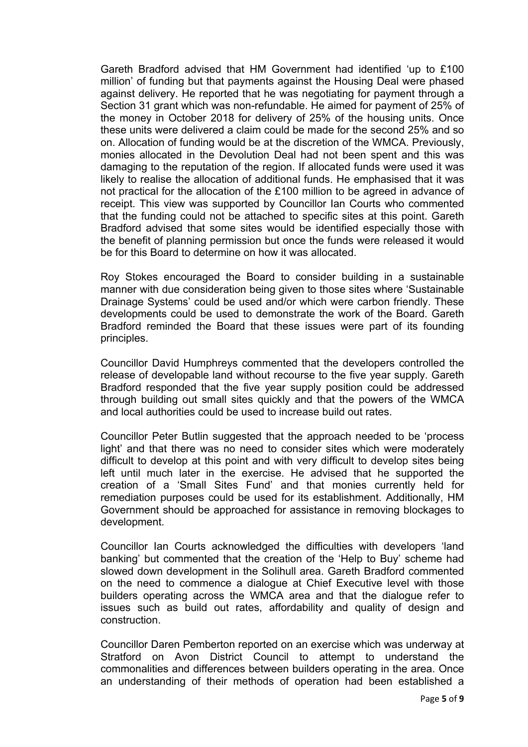Gareth Bradford advised that HM Government had identified 'up to £100 million' of funding but that payments against the Housing Deal were phased against delivery. He reported that he was negotiating for payment through a Section 31 grant which was non-refundable. He aimed for payment of 25% of the money in October 2018 for delivery of 25% of the housing units. Once these units were delivered a claim could be made for the second 25% and so on. Allocation of funding would be at the discretion of the WMCA. Previously, monies allocated in the Devolution Deal had not been spent and this was damaging to the reputation of the region. If allocated funds were used it was likely to realise the allocation of additional funds. He emphasised that it was not practical for the allocation of the £100 million to be agreed in advance of receipt. This view was supported by Councillor Ian Courts who commented that the funding could not be attached to specific sites at this point. Gareth Bradford advised that some sites would be identified especially those with the benefit of planning permission but once the funds were released it would be for this Board to determine on how it was allocated.

Roy Stokes encouraged the Board to consider building in a sustainable manner with due consideration being given to those sites where 'Sustainable Drainage Systems' could be used and/or which were carbon friendly. These developments could be used to demonstrate the work of the Board. Gareth Bradford reminded the Board that these issues were part of its founding principles.

Councillor David Humphreys commented that the developers controlled the release of developable land without recourse to the five year supply. Gareth Bradford responded that the five year supply position could be addressed through building out small sites quickly and that the powers of the WMCA and local authorities could be used to increase build out rates.

Councillor Peter Butlin suggested that the approach needed to be 'process light' and that there was no need to consider sites which were moderately difficult to develop at this point and with very difficult to develop sites being left until much later in the exercise. He advised that he supported the creation of a 'Small Sites Fund' and that monies currently held for remediation purposes could be used for its establishment. Additionally, HM Government should be approached for assistance in removing blockages to development.

Councillor Ian Courts acknowledged the difficulties with developers 'land banking' but commented that the creation of the 'Help to Buy' scheme had slowed down development in the Solihull area. Gareth Bradford commented on the need to commence a dialogue at Chief Executive level with those builders operating across the WMCA area and that the dialogue refer to issues such as build out rates, affordability and quality of design and construction.

Councillor Daren Pemberton reported on an exercise which was underway at Stratford on Avon District Council to attempt to understand the commonalities and differences between builders operating in the area. Once an understanding of their methods of operation had been established a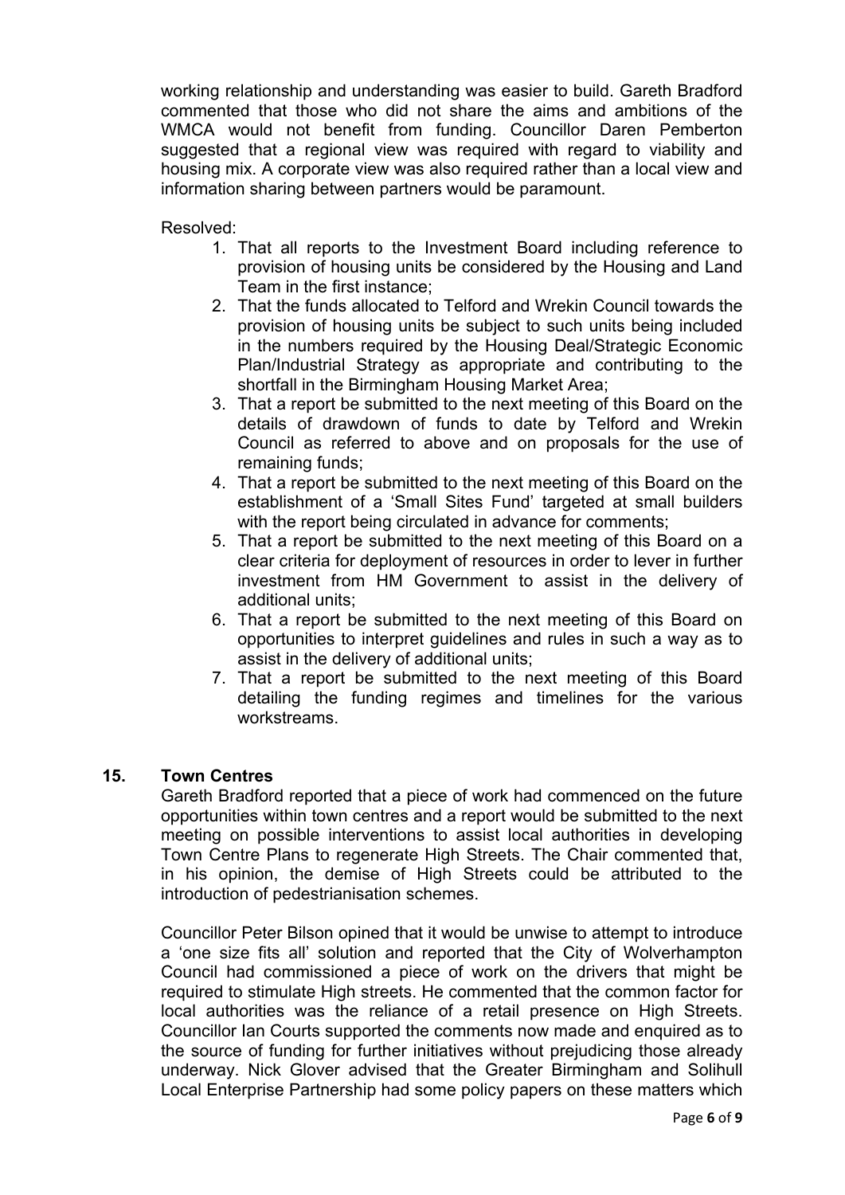working relationship and understanding was easier to build. Gareth Bradford commented that those who did not share the aims and ambitions of the WMCA would not benefit from funding. Councillor Daren Pemberton suggested that a regional view was required with regard to viability and housing mix. A corporate view was also required rather than a local view and information sharing between partners would be paramount.

Resolved:

1. That all reports to the Investment Board including reference to provision of housing units be considered by the Housing and Land Team in the first instance;
2. That the funds allocated to Telford and Wrekin Council towards the provision of housing units be subject to such units being included in the numbers required by the Housing Deal/Strategic Economic Plan/Industrial Strategy as appropriate and contributing to the shortfall in the Birmingham Housing Market Area;
3. That a report be submitted to the next meeting of this Board on the details of drawdown of funds to date by Telford and Wrekin Council as referred to above and on proposals for the use of remaining funds;
4. That a report be submitted to the next meeting of this Board on the establishment of a 'Small Sites Fund' targeted at small builders with the report being circulated in advance for comments;
5. That a report be submitted to the next meeting of this Board on a clear criteria for deployment of resources in order to lever in further investment from HM Government to assist in the delivery of additional units;
6. That a report be submitted to the next meeting of this Board on opportunities to interpret guidelines and rules in such a way as to assist in the delivery of additional units;
7. That a report be submitted to the next meeting of this Board detailing the funding regimes and timelines for the various workstreams.

## 15. Town Centres

Gareth Bradford reported that a piece of work had commenced on the future opportunities within town centres and a report would be submitted to the next meeting on possible interventions to assist local authorities in developing Town Centre Plans to regenerate High Streets. The Chair commented that, in his opinion, the demise of High Streets could be attributed to the introduction of pedestrianisation schemes.

Councillor Peter Bilson opined that it would be unwise to attempt to introduce a 'one size fits all' solution and reported that the City of Wolverhampton Council had commissioned a piece of work on the drivers that might be required to stimulate High streets. He commented that the common factor for local authorities was the reliance of a retail presence on High Streets. Councillor Ian Courts supported the comments now made and enquired as to the source of funding for further initiatives without prejudicing those already underway. Nick Glover advised that the Greater Birmingham and Solihull Local Enterprise Partnership had some policy papers on these matters which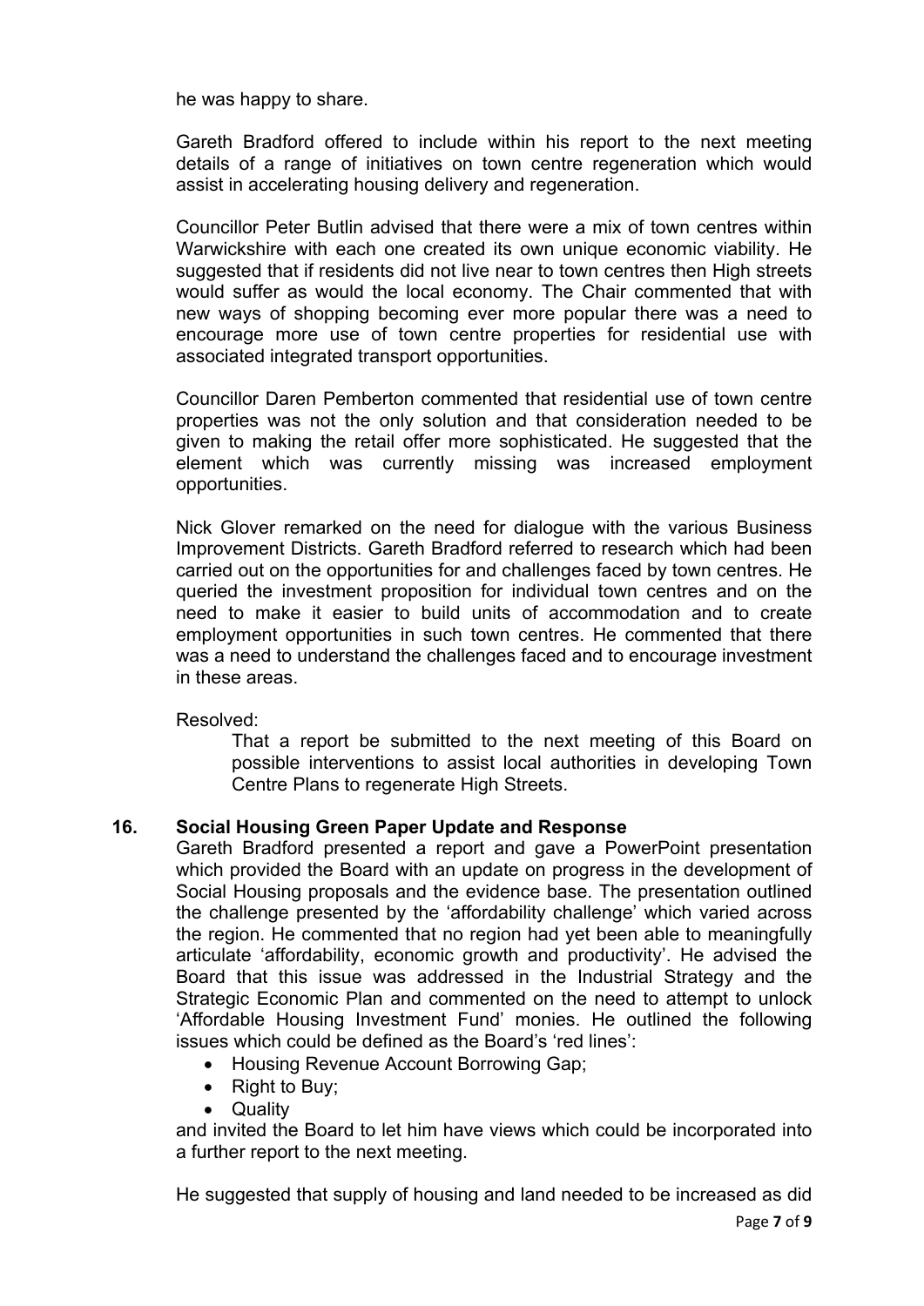he was happy to share.

Gareth Bradford offered to include within his report to the next meeting details of a range of initiatives on town centre regeneration which would assist in accelerating housing delivery and regeneration.

Councillor Peter Butlin advised that there were a mix of town centres within Warwickshire with each one created its own unique economic viability. He suggested that if residents did not live near to town centres then High streets would suffer as would the local economy. The Chair commented that with new ways of shopping becoming ever more popular there was a need to encourage more use of town centre properties for residential use with associated integrated transport opportunities.

Councillor Daren Pemberton commented that residential use of town centre properties was not the only solution and that consideration needed to be given to making the retail offer more sophisticated. He suggested that the element which was currently missing was increased employment opportunities.

Nick Glover remarked on the need for dialogue with the various Business Improvement Districts. Gareth Bradford referred to research which had been carried out on the opportunities for and challenges faced by town centres. He queried the investment proposition for individual town centres and on the need to make it easier to build units of accommodation and to create employment opportunities in such town centres. He commented that there was a need to understand the challenges faced and to encourage investment in these areas.

Resolved:

> That a report be submitted to the next meeting of this Board on possible interventions to assist local authorities in developing Town Centre Plans to regenerate High Streets.

## 16. Social Housing Green Paper Update and Response

Gareth Bradford presented a report and gave a PowerPoint presentation which provided the Board with an update on progress in the development of Social Housing proposals and the evidence base. The presentation outlined the challenge presented by the 'affordability challenge' which varied across the region. He commented that no region had yet been able to meaningfully articulate 'affordability, economic growth and productivity'. He advised the Board that this issue was addressed in the Industrial Strategy and the Strategic Economic Plan and commented on the need to attempt to unlock 'Affordable Housing Investment Fund' monies. He outlined the following issues which could be defined as the Board's 'red lines':

- Housing Revenue Account Borrowing Gap;
- Right to Buy;
- Quality

and invited the Board to let him have views which could be incorporated into a further report to the next meeting.

He suggested that supply of housing and land needed to be increased as did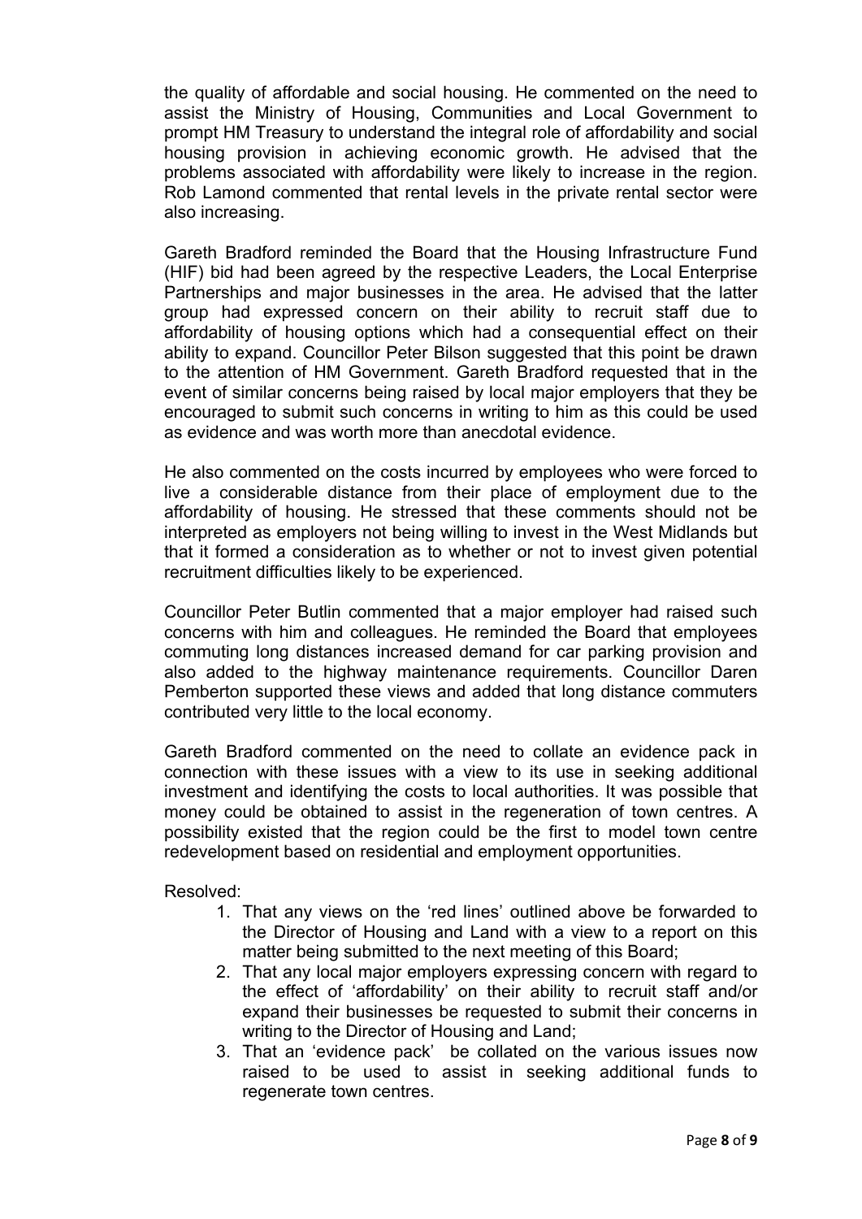the quality of affordable and social housing. He commented on the need to assist the Ministry of Housing, Communities and Local Government to prompt HM Treasury to understand the integral role of affordability and social housing provision in achieving economic growth. He advised that the problems associated with affordability were likely to increase in the region. Rob Lamond commented that rental levels in the private rental sector were also increasing.

Gareth Bradford reminded the Board that the Housing Infrastructure Fund (HIF) bid had been agreed by the respective Leaders, the Local Enterprise Partnerships and major businesses in the area. He advised that the latter group had expressed concern on their ability to recruit staff due to affordability of housing options which had a consequential effect on their ability to expand. Councillor Peter Bilson suggested that this point be drawn to the attention of HM Government. Gareth Bradford requested that in the event of similar concerns being raised by local major employers that they be encouraged to submit such concerns in writing to him as this could be used as evidence and was worth more than anecdotal evidence.

He also commented on the costs incurred by employees who were forced to live a considerable distance from their place of employment due to the affordability of housing. He stressed that these comments should not be interpreted as employers not being willing to invest in the West Midlands but that it formed a consideration as to whether or not to invest given potential recruitment difficulties likely to be experienced.

Councillor Peter Butlin commented that a major employer had raised such concerns with him and colleagues. He reminded the Board that employees commuting long distances increased demand for car parking provision and also added to the highway maintenance requirements. Councillor Daren Pemberton supported these views and added that long distance commuters contributed very little to the local economy.

Gareth Bradford commented on the need to collate an evidence pack in connection with these issues with a view to its use in seeking additional investment and identifying the costs to local authorities. It was possible that money could be obtained to assist in the regeneration of town centres. A possibility existed that the region could be the first to model town centre redevelopment based on residential and employment opportunities.

Resolved:

1. That any views on the 'red lines' outlined above be forwarded to the Director of Housing and Land with a view to a report on this matter being submitted to the next meeting of this Board;
2. That any local major employers expressing concern with regard to the effect of 'affordability' on their ability to recruit staff and/or expand their businesses be requested to submit their concerns in writing to the Director of Housing and Land;
3. That an 'evidence pack' be collated on the various issues now raised to be used to assist in seeking additional funds to regenerate town centres.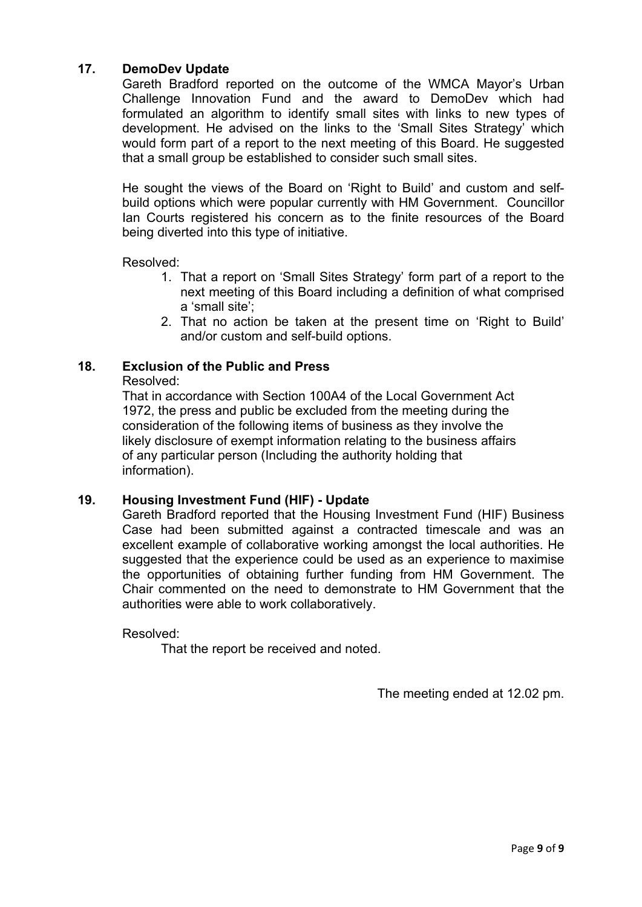## 17. DemoDev Update

Gareth Bradford reported on the outcome of the WMCA Mayor's Urban Challenge Innovation Fund and the award to DemoDev which had formulated an algorithm to identify small sites with links to new types of development. He advised on the links to the 'Small Sites Strategy' which would form part of a report to the next meeting of this Board. He suggested that a small group be established to consider such small sites.

He sought the views of the Board on 'Right to Build' and custom and self-build options which were popular currently with HM Government. Councillor Ian Courts registered his concern as to the finite resources of the Board being diverted into this type of initiative.

Resolved:

1. That a report on 'Small Sites Strategy' form part of a report to the next meeting of this Board including a definition of what comprised a 'small site';
2. That no action be taken at the present time on 'Right to Build' and/or custom and self-build options.

## 18. Exclusion of the Public and Press

Resolved:

That in accordance with Section 100A4 of the Local Government Act 1972, the press and public be excluded from the meeting during the consideration of the following items of business as they involve the likely disclosure of exempt information relating to the business affairs of any particular person (Including the authority holding that information).

## 19. Housing Investment Fund (HIF) - Update

Gareth Bradford reported that the Housing Investment Fund (HIF) Business Case had been submitted against a contracted timescale and was an excellent example of collaborative working amongst the local authorities. He suggested that the experience could be used as an experience to maximise the opportunities of obtaining further funding from HM Government. The Chair commented on the need to demonstrate to HM Government that the authorities were able to work collaboratively.

Resolved:

That the report be received and noted.

The meeting ended at 12.02 pm.